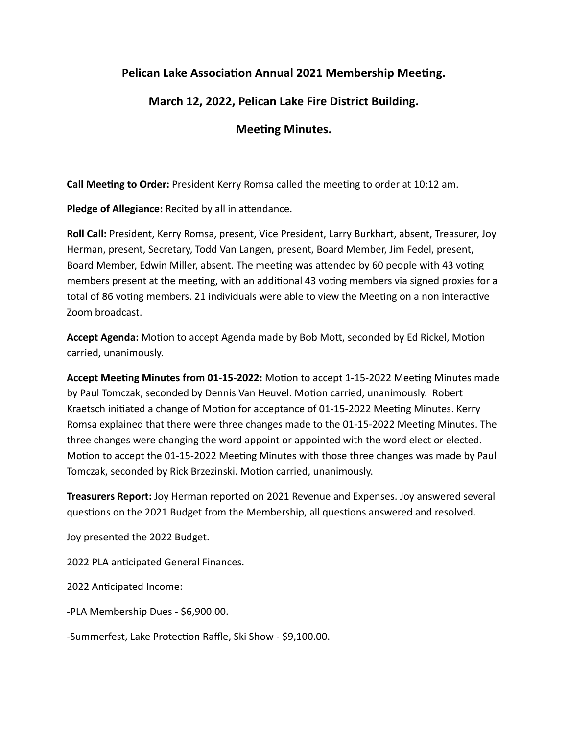# Pelican Lake Association Annual 2021 Membership Meeting.

## March 12, 2022, Pelican Lake Fire District Building.

## Meeting Minutes.

**Call Meeting to Order:** President Kerry Romsa called the meeting to order at 10:12 am.

**Pledge of Allegiance:** Recited by all in attendance.

**Roll Call:** President, Kerry Romsa, present, Vice President, Larry Burkhart, absent, Treasurer, Joy Herman, present, Secretary, Todd Van Langen, present, Board Member, Jim Fedel, present, Board Member, Edwin Miller, absent. The meeting was attended by 60 people with 43 voting members present at the meeting, with an additional 43 voting members via signed proxies for a total of 86 voting members. 21 individuals were able to view the Meeting on a non interactive Zoom broadcast.

**Accept Agenda:** Motion to accept Agenda made by Bob Mott, seconded by Ed Rickel, Motion carried, unanimously.

**Accept Meeting Minutes from 01-15-2022:** Motion to accept 1-15-2022 Meeting Minutes made by Paul Tomczak, seconded by Dennis Van Heuvel. Motion carried, unanimously. Robert Kraetsch initiated a change of Motion for acceptance of 01-15-2022 Meeting Minutes. Kerry Romsa explained that there were three changes made to the 01-15-2022 Meeting Minutes. The three changes were changing the word appoint or appointed with the word elect or elected. Motion to accept the 01-15-2022 Meeting Minutes with those three changes was made by Paul Tomczak, seconded by Rick Brzezinski. Motion carried, unanimously.

**Treasurers Report:** Joy Herman reported on 2021 Revenue and Expenses. Joy answered several questions on the 2021 Budget from the Membership, all questions answered and resolved.

Joy presented the 2022 Budget.

2022 PLA anticipated General Finances.

2022 Anticipated Income:

-PLA Membership Dues - $6,900.00.

-Summerfest, Lake Protection Raffle, Ski Show - $9,100.00.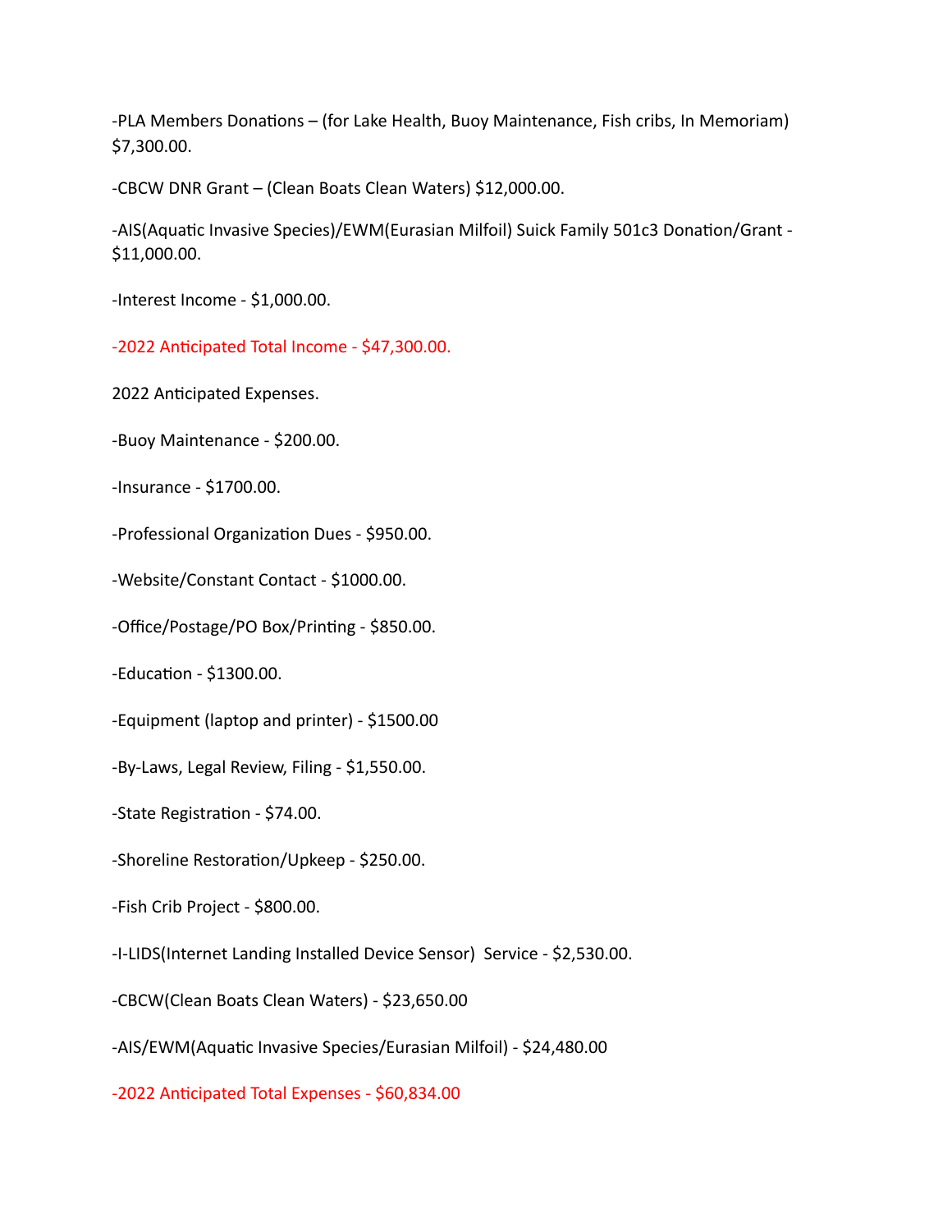-PLA Members Donations – (for Lake Health, Buoy Maintenance, Fish cribs, In Memoriam) $7,300.00.

-CBCW DNR Grant – (Clean Boats Clean Waters) $12,000.00.

-AIS(Aquatic Invasive Species)/EWM(Eurasian Milfoil) Suick Family 501c3 Donation/Grant - $11,000.00.

-Interest Income - $1,000.00.

-2022 Anticipated Total Income - $47,300.00.

2022 Anticipated Expenses.

-Buoy Maintenance - $200.00.

-Insurance - $1700.00.

-Professional Organization Dues - $950.00.

-Website/Constant Contact - $1000.00.

-Office/Postage/PO Box/Printing - $850.00.

-Education - $1300.00.

-Equipment (laptop and printer) - $1500.00

-By-Laws, Legal Review, Filing - $1,550.00.

-State Registration - $74.00.

-Shoreline Restoration/Upkeep - $250.00.

-Fish Crib Project - $800.00.

-I-LIDS(Internet Landing Installed Device Sensor) Service - $2,530.00.

-CBCW(Clean Boats Clean Waters) - $23,650.00

-AIS/EWM(Aquatic Invasive Species/Eurasian Milfoil) - $24,480.00

-2022 Anticipated Total Expenses - $60,834.00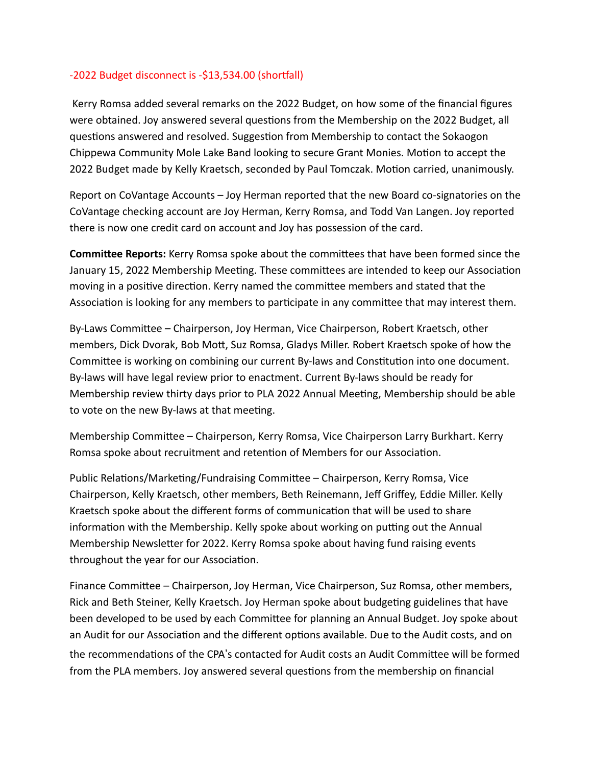-2022 Budget disconnect is -$13,534.00 (shortfall)

Kerry Romsa added several remarks on the 2022 Budget, on how some of the financial figures were obtained. Joy answered several questions from the Membership on the 2022 Budget, all questions answered and resolved. Suggestion from Membership to contact the Sokaogon Chippewa Community Mole Lake Band looking to secure Grant Monies. Motion to accept the 2022 Budget made by Kelly Kraetsch, seconded by Paul Tomczak. Motion carried, unanimously.

Report on CoVantage Accounts – Joy Herman reported that the new Board co-signatories on the CoVantage checking account are Joy Herman, Kerry Romsa, and Todd Van Langen. Joy reported there is now one credit card on account and Joy has possession of the card.

**Committee Reports:** Kerry Romsa spoke about the committees that have been formed since the January 15, 2022 Membership Meeting. These committees are intended to keep our Association moving in a positive direction. Kerry named the committee members and stated that the Association is looking for any members to participate in any committee that may interest them.

By-Laws Committee – Chairperson, Joy Herman, Vice Chairperson, Robert Kraetsch, other members, Dick Dvorak, Bob Mott, Suz Romsa, Gladys Miller. Robert Kraetsch spoke of how the Committee is working on combining our current By-laws and Constitution into one document. By-laws will have legal review prior to enactment. Current By-laws should be ready for Membership review thirty days prior to PLA 2022 Annual Meeting, Membership should be able to vote on the new By-laws at that meeting.

Membership Committee – Chairperson, Kerry Romsa, Vice Chairperson Larry Burkhart. Kerry Romsa spoke about recruitment and retention of Members for our Association.

Public Relations/Marketing/Fundraising Committee – Chairperson, Kerry Romsa, Vice Chairperson, Kelly Kraetsch, other members, Beth Reinemann, Jeff Griffey, Eddie Miller. Kelly Kraetsch spoke about the different forms of communication that will be used to share information with the Membership. Kelly spoke about working on putting out the Annual Membership Newsletter for 2022. Kerry Romsa spoke about having fund raising events throughout the year for our Association.

Finance Committee – Chairperson, Joy Herman, Vice Chairperson, Suz Romsa, other members, Rick and Beth Steiner, Kelly Kraetsch. Joy Herman spoke about budgeting guidelines that have been developed to be used by each Committee for planning an Annual Budget. Joy spoke about an Audit for our Association and the different options available. Due to the Audit costs, and on the recommendations of the CPA's contacted for Audit costs an Audit Committee will be formed from the PLA members. Joy answered several questions from the membership on financial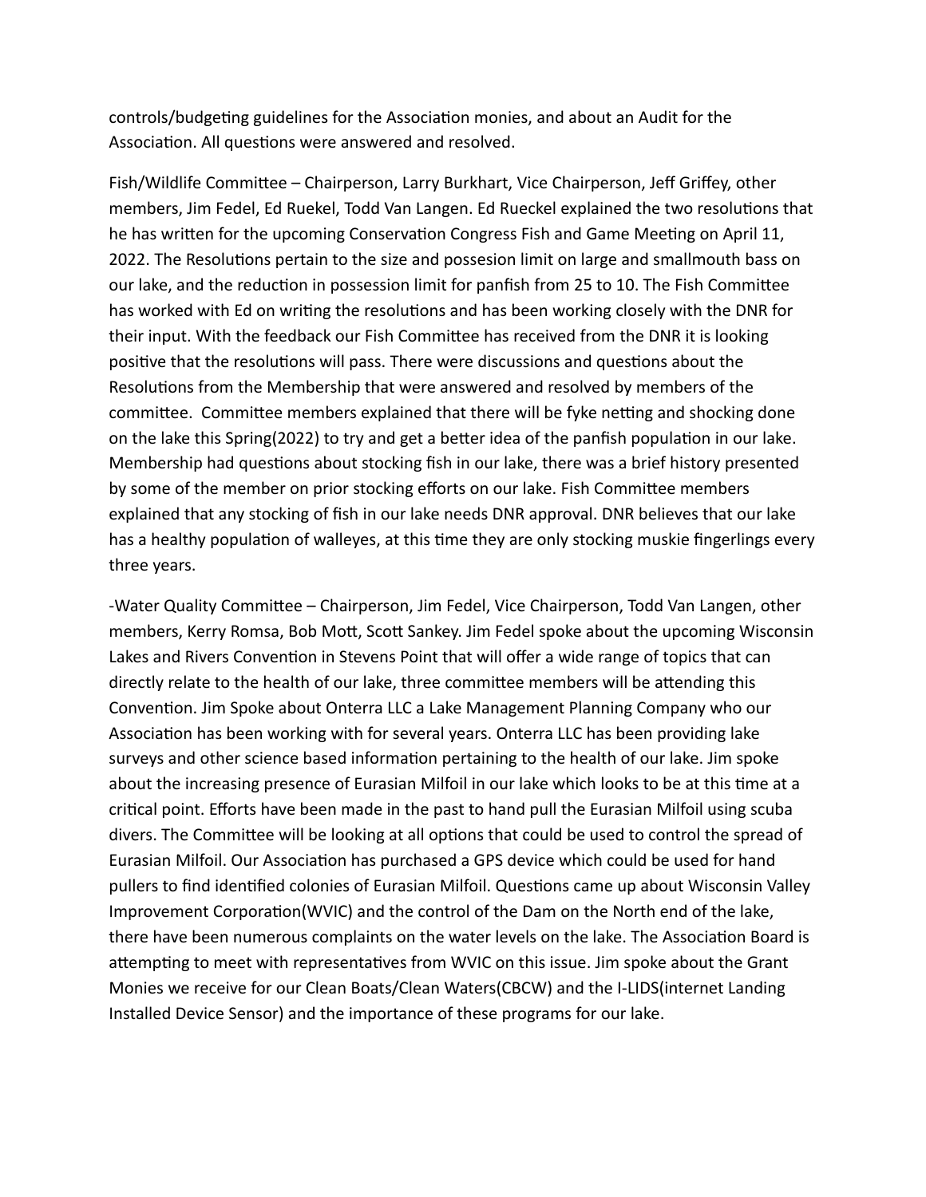controls/budgeting guidelines for the Association monies, and about an Audit for the Association. All questions were answered and resolved.

Fish/Wildlife Committee – Chairperson, Larry Burkhart, Vice Chairperson, Jeff Griffey, other members, Jim Fedel, Ed Ruekel, Todd Van Langen. Ed Rueckel explained the two resolutions that he has written for the upcoming Conservation Congress Fish and Game Meeting on April 11, 2022. The Resolutions pertain to the size and possesion limit on large and smallmouth bass on our lake, and the reduction in possession limit for panfish from 25 to 10. The Fish Committee has worked with Ed on writing the resolutions and has been working closely with the DNR for their input. With the feedback our Fish Committee has received from the DNR it is looking positive that the resolutions will pass. There were discussions and questions about the Resolutions from the Membership that were answered and resolved by members of the committee. Committee members explained that there will be fyke netting and shocking done on the lake this Spring(2022) to try and get a better idea of the panfish population in our lake. Membership had questions about stocking fish in our lake, there was a brief history presented by some of the member on prior stocking efforts on our lake. Fish Committee members explained that any stocking of fish in our lake needs DNR approval. DNR believes that our lake has a healthy population of walleyes, at this time they are only stocking muskie fingerlings every three years.

-Water Quality Committee – Chairperson, Jim Fedel, Vice Chairperson, Todd Van Langen, other members, Kerry Romsa, Bob Mott, Scott Sankey. Jim Fedel spoke about the upcoming Wisconsin Lakes and Rivers Convention in Stevens Point that will offer a wide range of topics that can directly relate to the health of our lake, three committee members will be attending this Convention. Jim Spoke about Onterra LLC a Lake Management Planning Company who our Association has been working with for several years. Onterra LLC has been providing lake surveys and other science based information pertaining to the health of our lake. Jim spoke about the increasing presence of Eurasian Milfoil in our lake which looks to be at this time at a critical point. Efforts have been made in the past to hand pull the Eurasian Milfoil using scuba divers. The Committee will be looking at all options that could be used to control the spread of Eurasian Milfoil. Our Association has purchased a GPS device which could be used for hand pullers to find identified colonies of Eurasian Milfoil. Questions came up about Wisconsin Valley Improvement Corporation(WVIC) and the control of the Dam on the North end of the lake, there have been numerous complaints on the water levels on the lake. The Association Board is attempting to meet with representatives from WVIC on this issue. Jim spoke about the Grant Monies we receive for our Clean Boats/Clean Waters(CBCW) and the I-LIDS(internet Landing Installed Device Sensor) and the importance of these programs for our lake.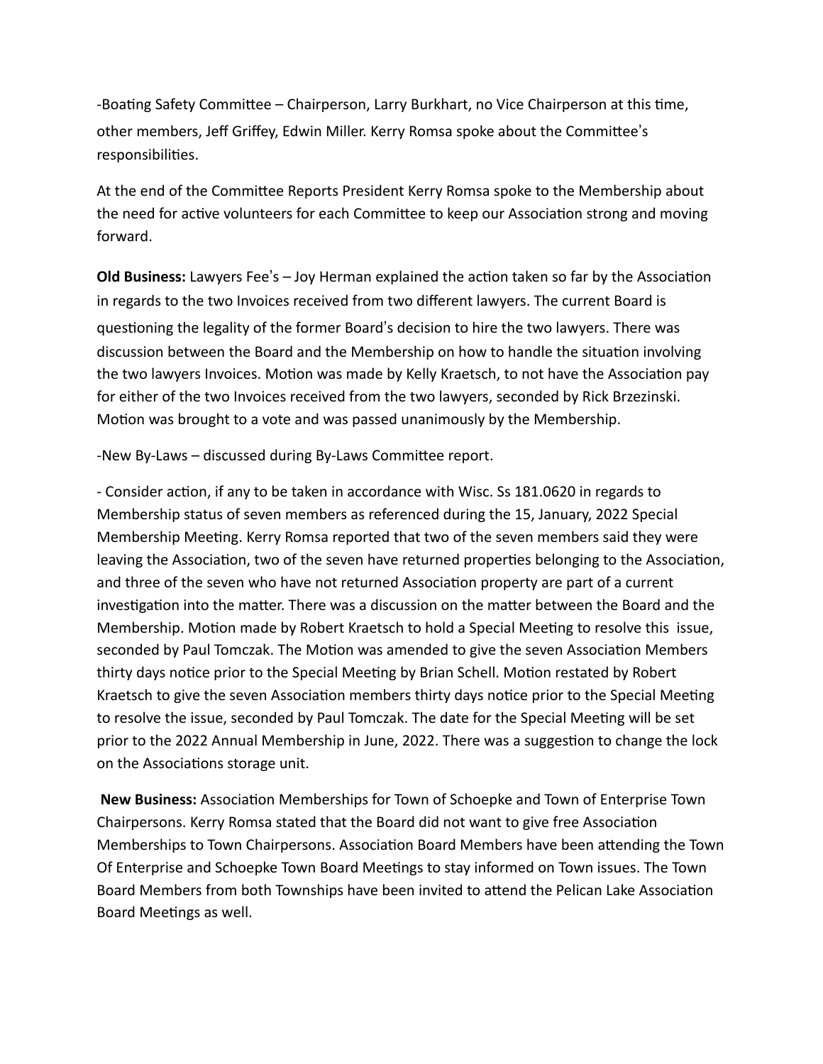-Boating Safety Committee – Chairperson, Larry Burkhart, no Vice Chairperson at this time, other members, Jeff Griffey, Edwin Miller. Kerry Romsa spoke about the Committee's responsibilities.

At the end of the Committee Reports President Kerry Romsa spoke to the Membership about the need for active volunteers for each Committee to keep our Association strong and moving forward.

**Old Business:** Lawyers Fee's – Joy Herman explained the action taken so far by the Association in regards to the two Invoices received from two different lawyers. The current Board is questioning the legality of the former Board's decision to hire the two lawyers. There was discussion between the Board and the Membership on how to handle the situation involving the two lawyers Invoices. Motion was made by Kelly Kraetsch, to not have the Association pay for either of the two Invoices received from the two lawyers, seconded by Rick Brzezinski. Motion was brought to a vote and was passed unanimously by the Membership.

-New By-Laws – discussed during By-Laws Committee report.

- Consider action, if any to be taken in accordance with Wisc. Ss 181.0620 in regards to Membership status of seven members as referenced during the 15, January, 2022 Special Membership Meeting. Kerry Romsa reported that two of the seven members said they were leaving the Association, two of the seven have returned properties belonging to the Association, and three of the seven who have not returned Association property are part of a current investigation into the matter. There was a discussion on the matter between the Board and the Membership. Motion made by Robert Kraetsch to hold a Special Meeting to resolve this issue, seconded by Paul Tomczak. The Motion was amended to give the seven Association Members thirty days notice prior to the Special Meeting by Brian Schell. Motion restated by Robert Kraetsch to give the seven Association members thirty days notice prior to the Special Meeting to resolve the issue, seconded by Paul Tomczak. The date for the Special Meeting will be set prior to the 2022 Annual Membership in June, 2022. There was a suggestion to change the lock on the Associations storage unit.

**New Business:** Association Memberships for Town of Schoepke and Town of Enterprise Town Chairpersons. Kerry Romsa stated that the Board did not want to give free Association Memberships to Town Chairpersons. Association Board Members have been attending the Town Of Enterprise and Schoepke Town Board Meetings to stay informed on Town issues. The Town Board Members from both Townships have been invited to attend the Pelican Lake Association Board Meetings as well.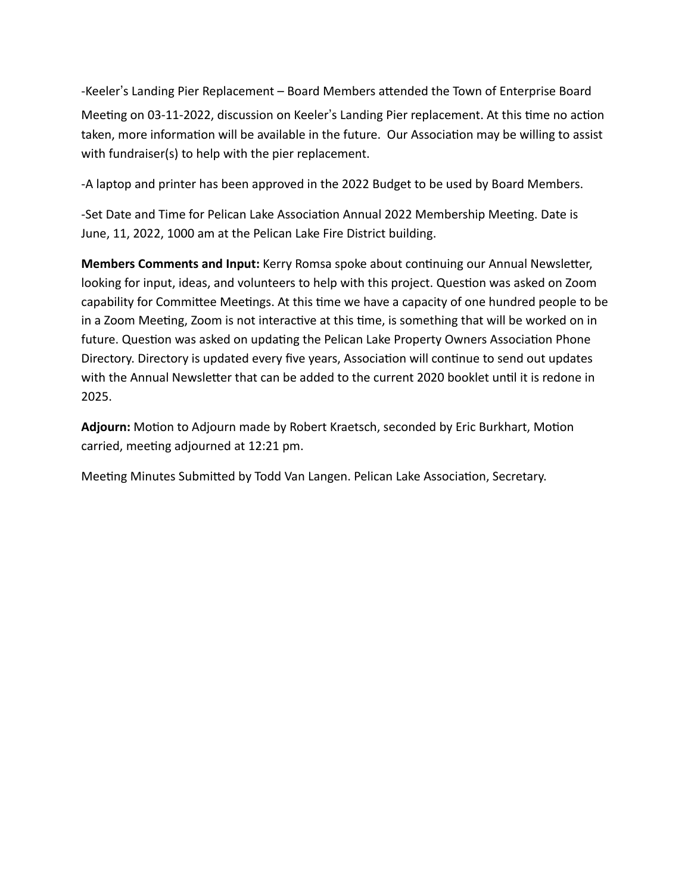-Keeler's Landing Pier Replacement – Board Members attended the Town of Enterprise Board Meeting on 03-11-2022, discussion on Keeler's Landing Pier replacement. At this time no action taken, more information will be available in the future.  Our Association may be willing to assist with fundraiser(s) to help with the pier replacement.

-A laptop and printer has been approved in the 2022 Budget to be used by Board Members.

-Set Date and Time for Pelican Lake Association Annual 2022 Membership Meeting. Date is June, 11, 2022, 1000 am at the Pelican Lake Fire District building.

**Members Comments and Input:** Kerry Romsa spoke about continuing our Annual Newsletter, looking for input, ideas, and volunteers to help with this project. Question was asked on Zoom capability for Committee Meetings. At this time we have a capacity of one hundred people to be in a Zoom Meeting, Zoom is not interactive at this time, is something that will be worked on in future. Question was asked on updating the Pelican Lake Property Owners Association Phone Directory. Directory is updated every five years, Association will continue to send out updates with the Annual Newsletter that can be added to the current 2020 booklet until it is redone in 2025.

**Adjourn:** Motion to Adjourn made by Robert Kraetsch, seconded by Eric Burkhart, Motion carried, meeting adjourned at 12:21 pm.

Meeting Minutes Submitted by Todd Van Langen. Pelican Lake Association, Secretary.